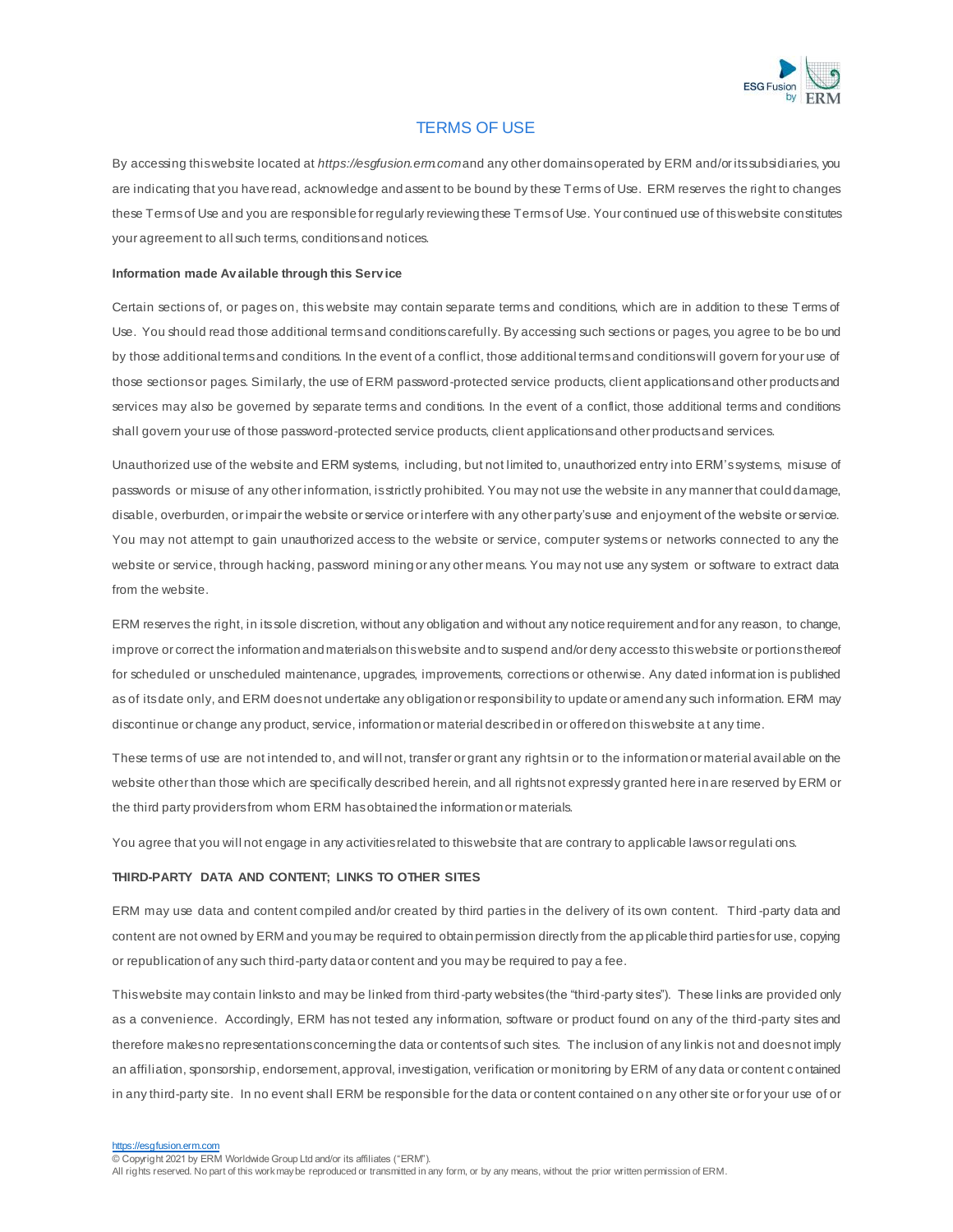# TERMS OF USE

By accessing this website located at *https://esgfusion.erm.com* and any other domains operated by ERM and/or its subsidiaries, you are indicating that you have read, acknowledge and assent to be bound by these Terms of Use. ERM reserves the right to changes these Terms of Use and you are responsible for regularly reviewing these Terms of Use. Your continued use of this website constitutes your agreement to all such terms, conditions and notices.

**Information made Available through this Service**

Certain sections of, or pages on, this website may contain separate terms and conditions, which are in addition to these Terms of Use. You should read those additional terms and conditions carefully. By accessing such sections or pages, you agree to be bound by those additional terms and conditions. In the event of a conflict, those additional terms and conditions will govern for your use of those sections or pages. Similarly, the use of ERM password-protected service products, client applications and other products and services may also be governed by separate terms and conditions. In the event of a conflict, those additional terms and conditions shall govern your use of those password-protected service products, client applications and other products and services.

Unauthorized use of the website and ERM systems, including, but not limited to, unauthorized entry into ERM's systems, misuse of passwords or misuse of any other information, is strictly prohibited. You may not use the website in any manner that could damage, disable, overburden, or impair the website or service or interfere with any other party's use and enjoyment of the website or service. You may not attempt to gain unauthorized access to the website or service, computer systems or networks connected to any the website or service, through hacking, password mining or any other means. You may not use any system or software to extract data from the website.

ERM reserves the right, in its sole discretion, without any obligation and without any notice requirement and for any reason, to change, improve or correct the information and materials on this website and to suspend and/or deny access to this website or portions thereof for scheduled or unscheduled maintenance, upgrades, improvements, corrections or otherwise. Any dated information is published as of its date only, and ERM does not undertake any obligation or responsibility to update or amend any such information. ERM may discontinue or change any product, service, information or material described in or offered on this website at any time.

These terms of use are not intended to, and will not, transfer or grant any rights in or to the information or material available on the website other than those which are specifically described herein, and all rights not expressly granted here in are reserved by ERM or the third party providers from whom ERM has obtained the information or materials.

You agree that you will not engage in any activities related to this website that are contrary to applicable laws or regulations.

**THIRD-PARTY DATA AND CONTENT; LINKS TO OTHER SITES**

ERM may use data and content compiled and/or created by third parties in the delivery of its own content. Third-party data and content are not owned by ERM and you may be required to obtain permission directly from the applicable third parties for use, copying or republication of any such third-party data or content and you may be required to pay a fee.

This website may contain links to and may be linked from third-party websites (the "third-party sites"). These links are provided only as a convenience. Accordingly, ERM has not tested any information, software or product found on any of the third-party sites and therefore makes no representations concerning the data or contents of such sites. The inclusion of any link is not and does not imply an affiliation, sponsorship, endorsement, approval, investigation, verification or monitoring by ERM of any data or content contained in any third-party site. In no event shall ERM be responsible for the data or content contained on any other site or for your use of or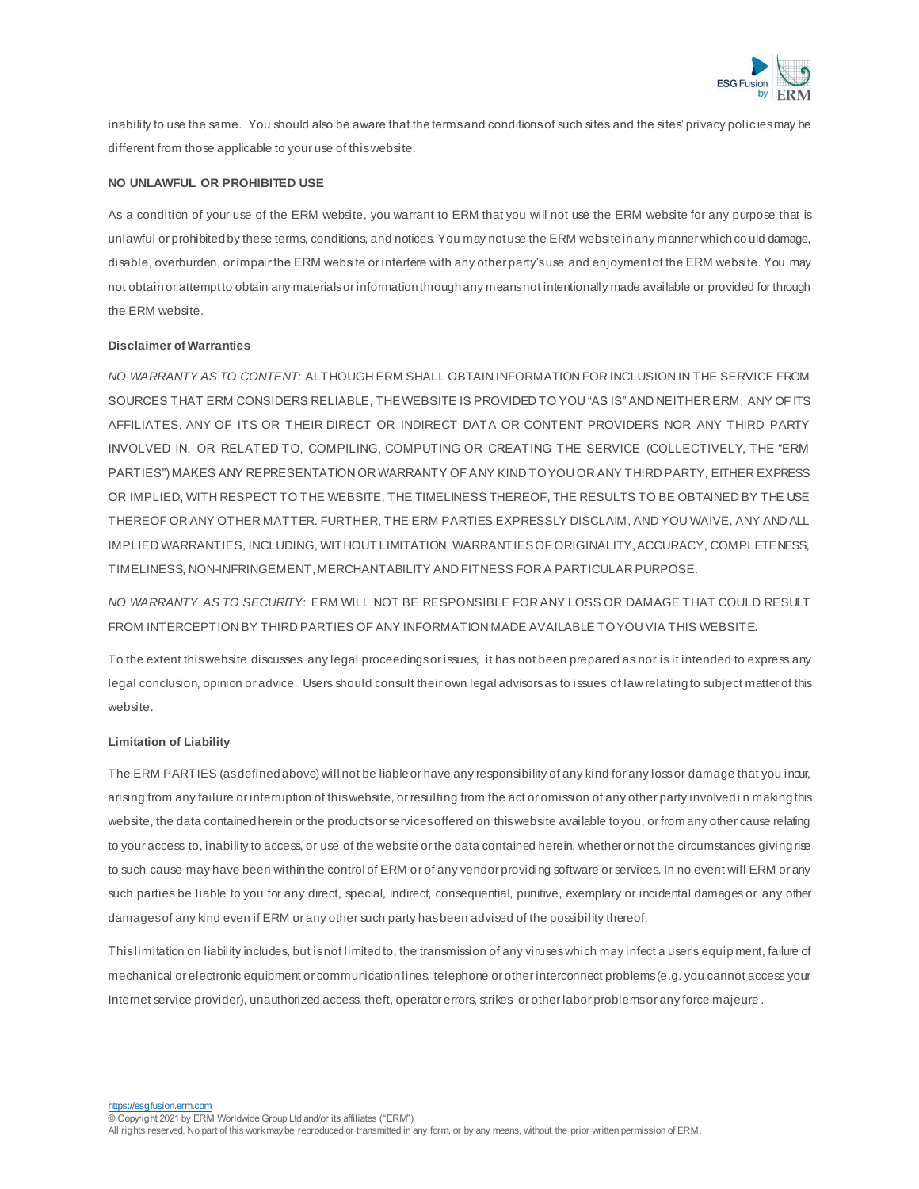inability to use the same. You should also be aware that the terms and conditions of such sites and the sites' privacy policies may be different from those applicable to your use of this website.

**NO UNLAWFUL OR PROHIBITED USE**

As a condition of your use of the ERM website, you warrant to ERM that you will not use the ERM website for any purpose that is unlawful or prohibited by these terms, conditions, and notices. You may not use the ERM website in any manner which could damage, disable, overburden, or impair the ERM website or interfere with any other party's use and enjoyment of the ERM website. You may not obtain or attempt to obtain any materials or information through any means not intentionally made available or provided for through the ERM website.

**Disclaimer of Warranties**

*NO WARRANTY AS TO CONTENT*: ALTHOUGH ERM SHALL OBTAIN INFORMATION FOR INCLUSION IN THE SERVICE FROM SOURCES THAT ERM CONSIDERS RELIABLE, THE WEBSITE IS PROVIDED TO YOU "AS IS" AND NEITHER ERM, ANY OF ITS AFFILIATES, ANY OF ITS OR THEIR DIRECT OR INDIRECT DATA OR CONTENT PROVIDERS NOR ANY THIRD PARTY INVOLVED IN, OR RELATED TO, COMPILING, COMPUTING OR CREATING THE SERVICE (COLLECTIVELY, THE "ERM PARTIES") MAKES ANY REPRESENTATION OR WARRANTY OF ANY KIND TO YOU OR ANY THIRD PARTY, EITHER EXPRESS OR IMPLIED, WITH RESPECT TO THE WEBSITE, THE TIMELINESS THEREOF, THE RESULTS TO BE OBTAINED BY THE USE THEREOF OR ANY OTHER MATTER. FURTHER, THE ERM PARTIES EXPRESSLY DISCLAIM, AND YOU WAIVE, ANY AND ALL IMPLIED WARRANTIES, INCLUDING, WITHOUT LIMITATION, WARRANTIES OF ORIGINALITY, ACCURACY, COMPLETENESS, TIMELINESS, NON-INFRINGEMENT, MERCHANTABILITY AND FITNESS FOR A PARTICULAR PURPOSE.

*NO WARRANTY AS TO SECURITY*: ERM WILL NOT BE RESPONSIBLE FOR ANY LOSS OR DAMAGE THAT COULD RESULT FROM INTERCEPTION BY THIRD PARTIES OF ANY INFORMATION MADE AVAILABLE TO YOU VIA THIS WEBSITE.

To the extent this website discusses any legal proceedings or issues, it has not been prepared as nor is it intended to express any legal conclusion, opinion or advice. Users should consult their own legal advisors as to issues of law relating to subject matter of this website.

**Limitation of Liability**

The ERM PARTIES (as defined above) will not be liable or have any responsibility of any kind for any loss or damage that you incur, arising from any failure or interruption of this website, or resulting from the act or omission of any other party involved in making this website, the data contained herein or the products or services offered on this website available to you, or from any other cause relating to your access to, inability to access, or use of the website or the data contained herein, whether or not the circumstances giving rise to such cause may have been within the control of ERM or of any vendor providing software or services. In no event will ERM or any such parties be liable to you for any direct, special, indirect, consequential, punitive, exemplary or incidental damages or any other damages of any kind even if ERM or any other such party has been advised of the possibility thereof.

This limitation on liability includes, but is not limited to, the transmission of any viruses which may infect a user's equipment, failure of mechanical or electronic equipment or communication lines, telephone or other interconnect problems (e.g. you cannot access your Internet service provider), unauthorized access, theft, operator errors, strikes or other labor problems or any force majeure.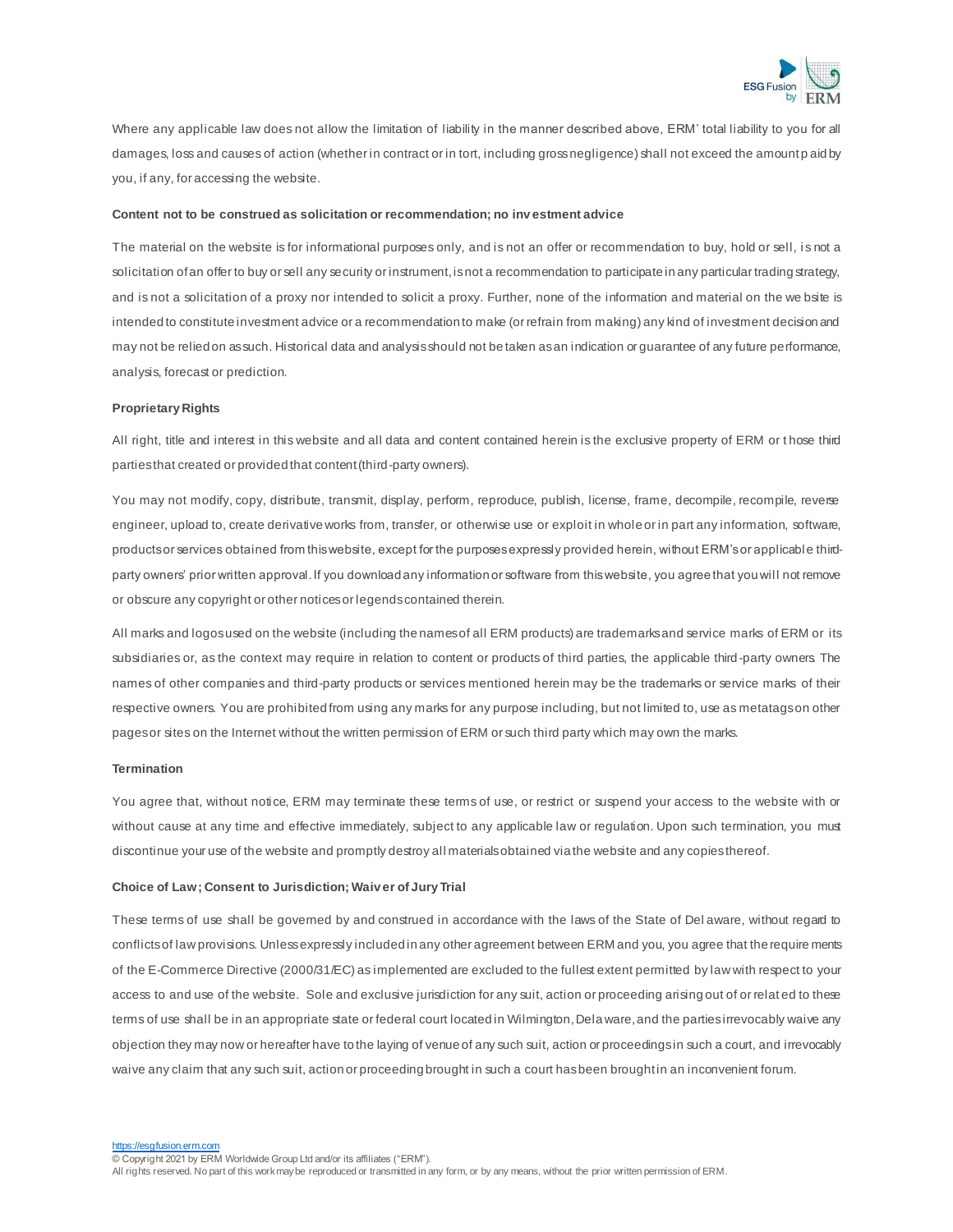Where any applicable law does not allow the limitation of liability in the manner described above, ERM' total liability to you for all damages, loss and causes of action (whether in contract or in tort, including gross negligence) shall not exceed the amount paid by you, if any, for accessing the website.

**Content not to be construed as solicitation or recommendation; no investment advice**

The material on the website is for informational purposes only, and is not an offer or recommendation to buy, hold or sell, is not a solicitation of an offer to buy or sell any security or instrument, is not a recommendation to participate in any particular trading strategy, and is not a solicitation of a proxy nor intended to solicit a proxy. Further, none of the information and material on the website is intended to constitute investment advice or a recommendation to make (or refrain from making) any kind of investment decision and may not be relied on as such. Historical data and analysis should not be taken as an indication or guarantee of any future performance, analysis, forecast or prediction.

**Proprietary Rights**

All right, title and interest in this website and all data and content contained herein is the exclusive property of ERM or those third parties that created or provided that content (third-party owners).

You may not modify, copy, distribute, transmit, display, perform, reproduce, publish, license, frame, decompile, recompile, reverse engineer, upload to, create derivative works from, transfer, or otherwise use or exploit in whole or in part any information, software, products or services obtained from this website, except for the purposes expressly provided herein, without ERM's or applicable third-party owners' prior written approval. If you download any information or software from this website, you agree that you will not remove or obscure any copyright or other notices or legends contained therein.

All marks and logos used on the website (including the names of all ERM products) are trademarks and service marks of ERM or its subsidiaries or, as the context may require in relation to content or products of third parties, the applicable third-party owners. The names of other companies and third-party products or services mentioned herein may be the trademarks or service marks of their respective owners. You are prohibited from using any marks for any purpose including, but not limited to, use as metatags on other pages or sites on the Internet without the written permission of ERM or such third party which may own the marks.

**Termination**

You agree that, without notice, ERM may terminate these terms of use, or restrict or suspend your access to the website with or without cause at any time and effective immediately, subject to any applicable law or regulation. Upon such termination, you must discontinue your use of the website and promptly destroy all materials obtained via the website and any copies thereof.

**Choice of Law; Consent to Jurisdiction; Waiver of Jury Trial**

These terms of use shall be governed by and construed in accordance with the laws of the State of Delaware, without regard to conflicts of law provisions. Unless expressly included in any other agreement between ERM and you, you agree that the requirements of the E-Commerce Directive (2000/31/EC) as implemented are excluded to the fullest extent permitted by law with respect to your access to and use of the website. Sole and exclusive jurisdiction for any suit, action or proceeding arising out of or related to these terms of use shall be in an appropriate state or federal court located in Wilmington, Delaware, and the parties irrevocably waive any objection they may now or hereafter have to the laying of venue of any such suit, action or proceedings in such a court, and irrevocably waive any claim that any such suit, action or proceeding brought in such a court has been brought in an inconvenient forum.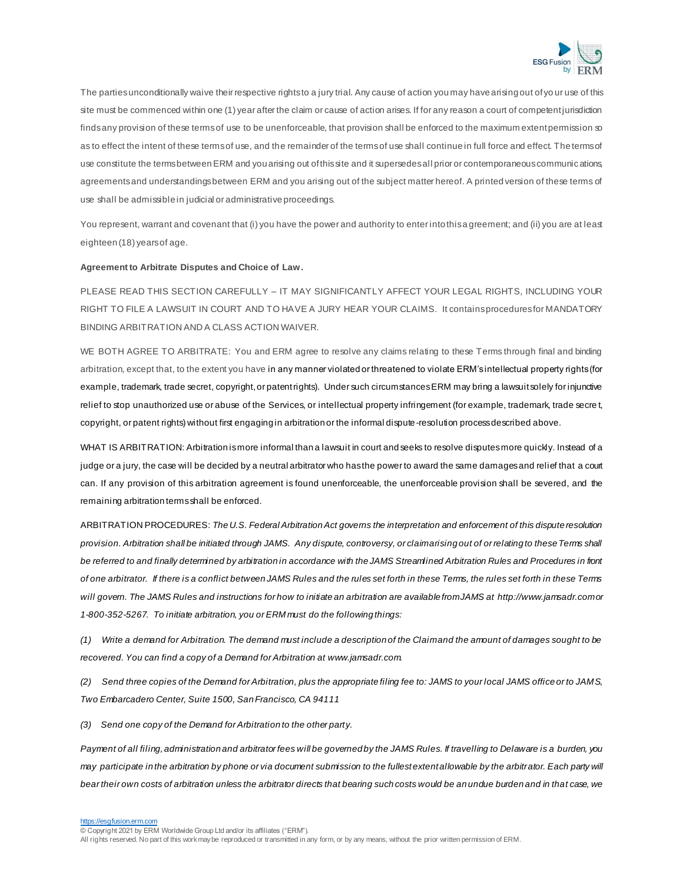The parties unconditionally waive their respective rights to a jury trial. Any cause of action you may have arising out of your use of this site must be commenced within one (1) year after the claim or cause of action arises. If for any reason a court of competent jurisdiction finds any provision of these terms of use to be unenforceable, that provision shall be enforced to the maximum extent permission so as to effect the intent of these terms of use, and the remainder of the terms of use shall continue in full force and effect. The terms of use constitute the terms between ERM and you arising out of this site and it supersedes all prior or contemporaneous communications, agreements and understandings between ERM and you arising out of the subject matter hereof. A printed version of these terms of use shall be admissible in judicial or administrative proceedings.

You represent, warrant and covenant that (i) you have the power and authority to enter into this agreement; and (ii) you are at least eighteen (18) years of age.

**Agreement to Arbitrate Disputes and Choice of Law.**

PLEASE READ THIS SECTION CAREFULLY – IT MAY SIGNIFICANTLY AFFECT YOUR LEGAL RIGHTS, INCLUDING YOUR RIGHT TO FILE A LAWSUIT IN COURT AND TO HAVE A JURY HEAR YOUR CLAIMS. It contains procedures for MANDATORY BINDING ARBITRATION AND A CLASS ACTION WAIVER.

WE BOTH AGREE TO ARBITRATE: You and ERM agree to resolve any claims relating to these Terms through final and binding arbitration, except that, to the extent you have in any manner violated or threatened to violate ERM's intellectual property rights (for example, trademark, trade secret, copyright, or patent rights). Under such circumstances ERM may bring a lawsuit solely for injunctive relief to stop unauthorized use or abuse of the Services, or intellectual property infringement (for example, trademark, trade secret, copyright, or patent rights) without first engaging in arbitration or the informal dispute-resolution process described above.

WHAT IS ARBITRATION: Arbitration is more informal than a lawsuit in court and seeks to resolve disputes more quickly. Instead of a judge or a jury, the case will be decided by a neutral arbitrator who has the power to award the same damages and relief that a court can. If any provision of this arbitration agreement is found unenforceable, the unenforceable provision shall be severed, and the remaining arbitration terms shall be enforced.

ARBITRATION PROCEDURES: *The U.S. Federal Arbitration Act governs the interpretation and enforcement of this dispute resolution provision. Arbitration shall be initiated through JAMS. Any dispute, controversy, or claim arising out of or relating to these Terms shall be referred to and finally determined by arbitration in accordance with the JAMS Streamlined Arbitration Rules and Procedures in front of one arbitrator. If there is a conflict between JAMS Rules and the rules set forth in these Terms, the rules set forth in these Terms will govern. The JAMS Rules and instructions for how to initiate an arbitration are available from JAMS at http://www.jamsadr.com or 1-800-352-5267. To initiate arbitration, you or ERM must do the following things:*

*(1) Write a demand for Arbitration. The demand must include a description of the Claim and the amount of damages sought to be recovered. You can find a copy of a Demand for Arbitration at www.jamsadr.com.*

*(2) Send three copies of the Demand for Arbitration, plus the appropriate filing fee to: JAMS to your local JAMS office or to JAMS, Two Embarcadero Center, Suite 1500, San Francisco, CA 94111*

*(3) Send one copy of the Demand for Arbitration to the other party.*

*Payment of all filing, administration and arbitrator fees will be governed by the JAMS Rules. If travelling to Delaware is a burden, you may participate in the arbitration by phone or via document submission to the fullest extent allowable by the arbitrator. Each party will bear their own costs of arbitration unless the arbitrator directs that bearing such costs would be an undue burden and in that case, we*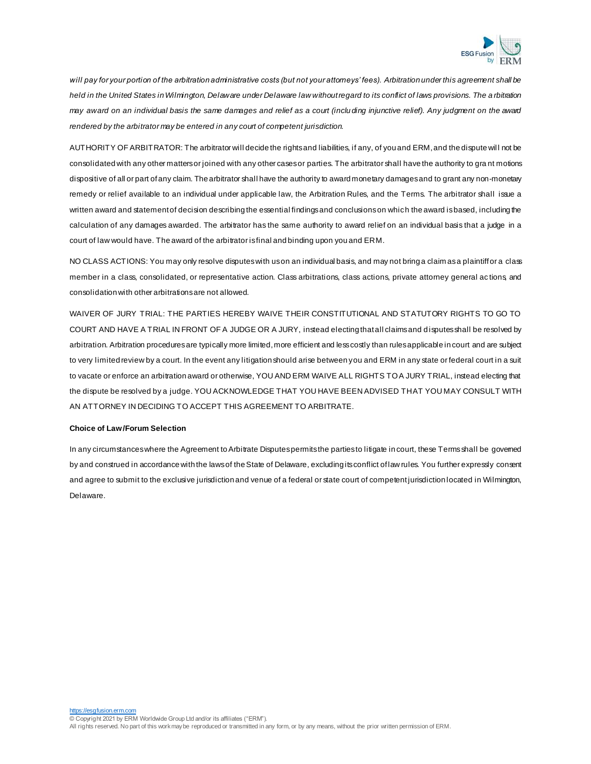*will pay for your portion of the arbitration administrative costs (but not your attorneys' fees). Arbitration under this agreement shall be held in the United States in Wilmington, Delaware under Delaware law without regard to its conflict of laws provisions. The arbitration may award on an individual basis the same damages and relief as a court (including injunctive relief). Any judgment on the award rendered by the arbitrator may be entered in any court of competent jurisdiction.*

AUTHORITY OF ARBITRATOR: The arbitrator will decide the rights and liabilities, if any, of you and ERM, and the dispute will not be consolidated with any other matters or joined with any other cases or parties. The arbitrator shall have the authority to grant motions dispositive of all or part of any claim. The arbitrator shall have the authority to award monetary damages and to grant any non-monetary remedy or relief available to an individual under applicable law, the Arbitration Rules, and the Terms. The arbitrator shall issue a written award and statement of decision describing the essential findings and conclusions on which the award is based, including the calculation of any damages awarded. The arbitrator has the same authority to award relief on an individual basis that a judge in a court of law would have. The award of the arbitrator is final and binding upon you and ERM.

NO CLASS ACTIONS: You may only resolve disputes with us on an individual basis, and may not bring a claim as a plaintiff or a class member in a class, consolidated, or representative action. Class arbitrations, class actions, private attorney general actions, and consolidation with other arbitrations are not allowed.

WAIVER OF JURY TRIAL: THE PARTIES HEREBY WAIVE THEIR CONSTITUTIONAL AND STATUTORY RIGHTS TO GO TO COURT AND HAVE A TRIAL IN FRONT OF A JUDGE OR A JURY, instead electing that all claims and disputes shall be resolved by arbitration. Arbitration procedures are typically more limited, more efficient and less costly than rules applicable in court and are subject to very limited review by a court. In the event any litigation should arise between you and ERM in any state or federal court in a suit to vacate or enforce an arbitration award or otherwise, YOU AND ERM WAIVE ALL RIGHTS TO A JURY TRIAL, instead electing that the dispute be resolved by a judge. YOU ACKNOWLEDGE THAT YOU HAVE BEEN ADVISED THAT YOU MAY CONSULT WITH AN ATTORNEY IN DECIDING TO ACCEPT THIS AGREEMENT TO ARBITRATE.

**Choice of Law/Forum Selection**

In any circumstances where the Agreement to Arbitrate Disputes permits the parties to litigate in court, these Terms shall be governed by and construed in accordance with the laws of the State of Delaware, excluding its conflict of law rules. You further expressly consent and agree to submit to the exclusive jurisdiction and venue of a federal or state court of competent jurisdiction located in Wilmington, Delaware.